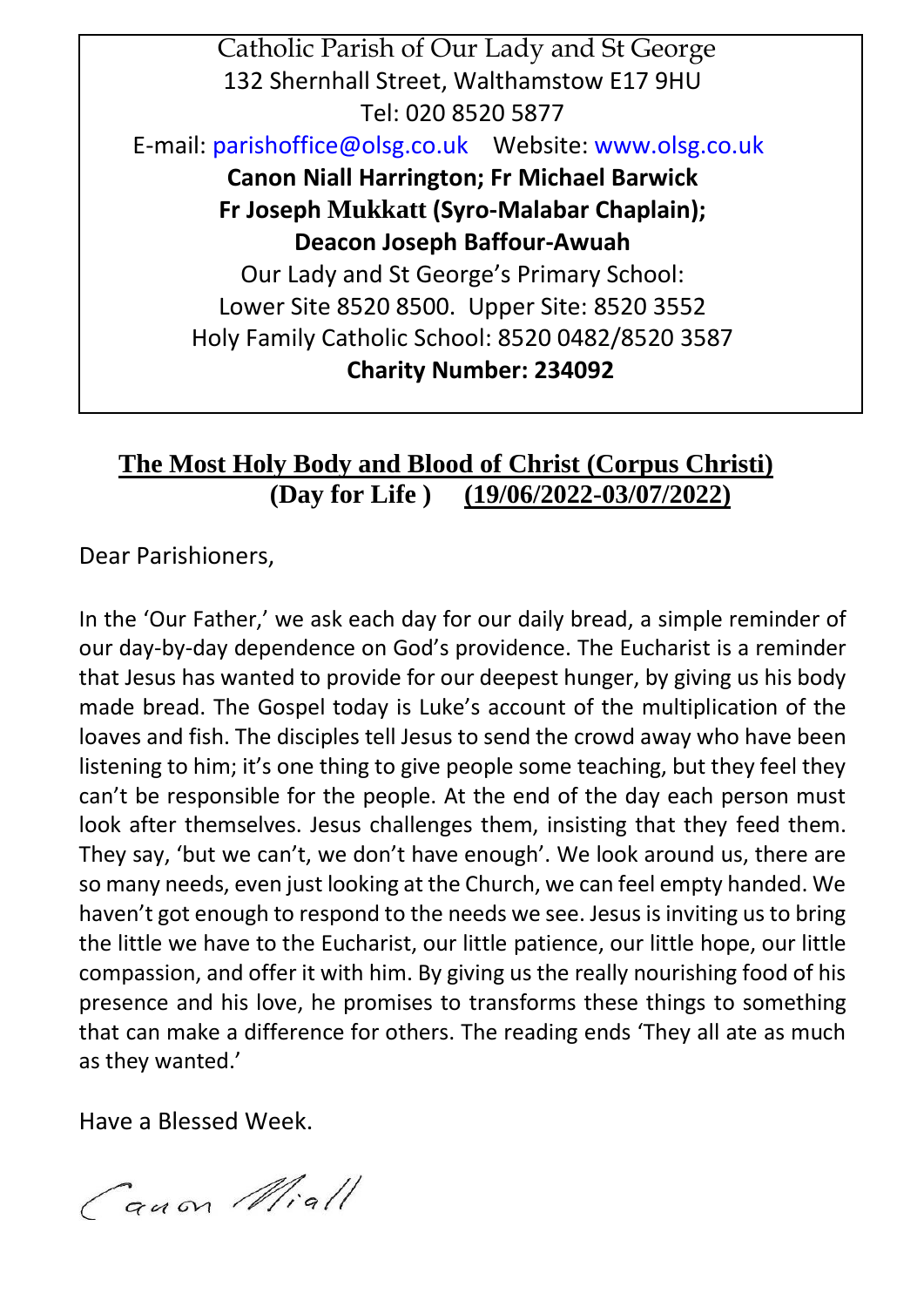Catholic Parish of Our Lady and St George
132 Shernhall Street, Walthamstow E17 9HU
Tel: 020 8520 5877
E-mail: parishoffice@olsg.co.uk Website: www.olsg.co.uk
**Canon Niall Harrington; Fr Michael Barwick**
**Fr Joseph Mukkatt (Syro-Malabar Chaplain);**
**Deacon Joseph Baffour-Awuah**
Our Lady and St George's Primary School:
Lower Site 8520 8500. Upper Site: 8520 3552
Holy Family Catholic School: 8520 0482/8520 3587
**Charity Number: 234092**

## The Most Holy Body and Blood of Christ (Corpus Christi)
## (Day for Life ) (19/06/2022-03/07/2022)

Dear Parishioners,

In the 'Our Father,' we ask each day for our daily bread, a simple reminder of our day-by-day dependence on God's providence. The Eucharist is a reminder that Jesus has wanted to provide for our deepest hunger, by giving us his body made bread. The Gospel today is Luke's account of the multiplication of the loaves and fish. The disciples tell Jesus to send the crowd away who have been listening to him; it's one thing to give people some teaching, but they feel they can't be responsible for the people. At the end of the day each person must look after themselves. Jesus challenges them, insisting that they feed them. They say, 'but we can't, we don't have enough'. We look around us, there are so many needs, even just looking at the Church, we can feel empty handed. We haven't got enough to respond to the needs we see. Jesus is inviting us to bring the little we have to the Eucharist, our little patience, our little hope, our little compassion, and offer it with him. By giving us the really nourishing food of his presence and his love, he promises to transforms these things to something that can make a difference for others. The reading ends 'They all ate as much as they wanted.'

Have a Blessed Week.

Canon Niall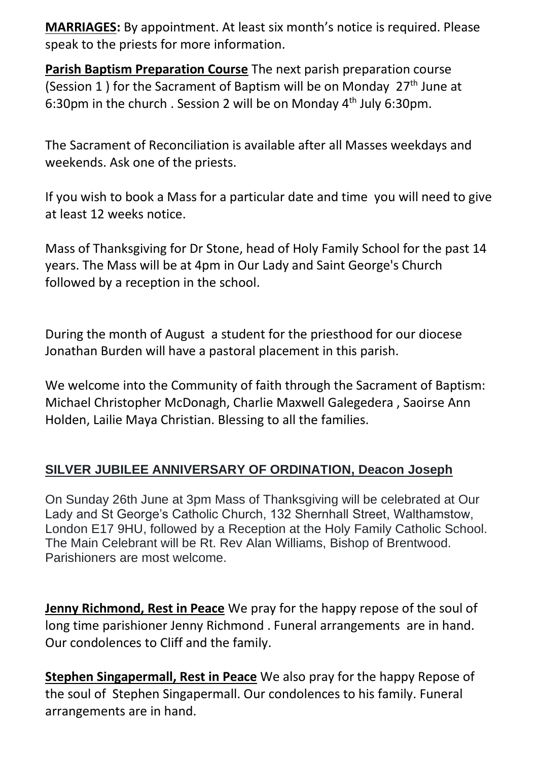**MARRIAGES:** By appointment. At least six month's notice is required. Please speak to the priests for more information.

**Parish Baptism Preparation Course** The next parish preparation course (Session 1 ) for the Sacrament of Baptism will be on Monday 27th June at 6:30pm in the church . Session 2 will be on Monday 4th July 6:30pm.

The Sacrament of Reconciliation is available after all Masses weekdays and weekends. Ask one of the priests.

If you wish to book a Mass for a particular date and time you will need to give at least 12 weeks notice.

Mass of Thanksgiving for Dr Stone, head of Holy Family School for the past 14 years. The Mass will be at 4pm in Our Lady and Saint George's Church followed by a reception in the school.

During the month of August a student for the priesthood for our diocese Jonathan Burden will have a pastoral placement in this parish.

We welcome into the Community of faith through the Sacrament of Baptism: Michael Christopher McDonagh, Charlie Maxwell Galegedera , Saoirse Ann Holden, Lailie Maya Christian. Blessing to all the families.

**SILVER JUBILEE ANNIVERSARY OF ORDINATION, Deacon Joseph**

On Sunday 26th June at 3pm Mass of Thanksgiving will be celebrated at Our Lady and St George's Catholic Church, 132 Shernhall Street, Walthamstow, London E17 9HU, followed by a Reception at the Holy Family Catholic School. The Main Celebrant will be Rt. Rev Alan Williams, Bishop of Brentwood. Parishioners are most welcome.

**Jenny Richmond, Rest in Peace** We pray for the happy repose of the soul of long time parishioner Jenny Richmond . Funeral arrangements are in hand. Our condolences to Cliff and the family.

**Stephen Singapermall, Rest in Peace** We also pray for the happy Repose of the soul of Stephen Singapermall. Our condolences to his family. Funeral arrangements are in hand.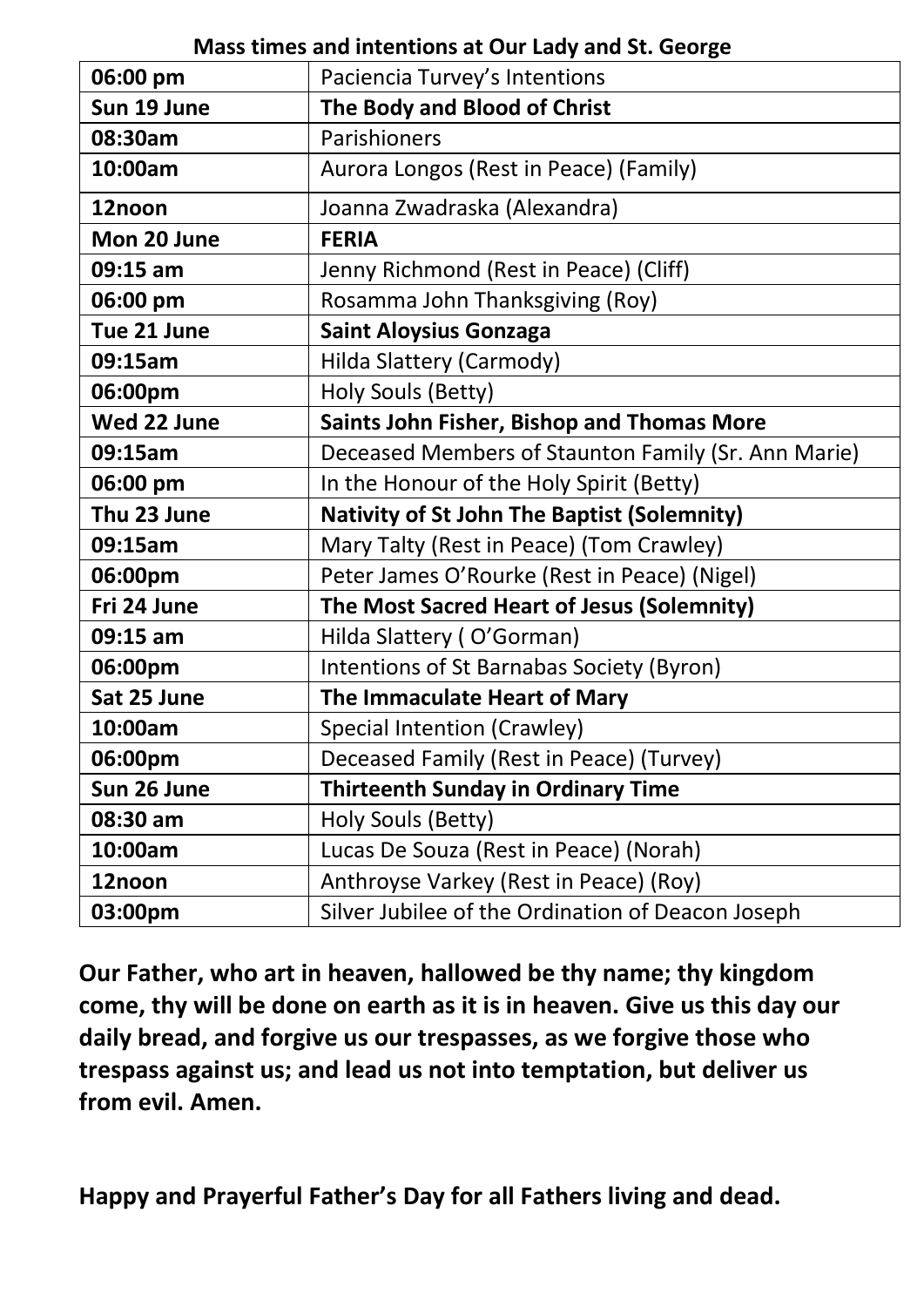**Mass times and intentions at Our Lady and St. George**

| | |
|---|---|
| **06:00 pm** | Paciencia Turvey's Intentions |
| **Sun 19 June** | **The Body and Blood of Christ** |
| **08:30am** | Parishioners |
| **10:00am** | Aurora Longos (Rest in Peace) (Family) |
| **12noon** | Joanna Zwadraska (Alexandra) |
| **Mon 20 June** | **FERIA** |
| **09:15 am** | Jenny Richmond (Rest in Peace) (Cliff) |
| **06:00 pm** | Rosamma John Thanksgiving (Roy) |
| **Tue 21 June** | **Saint Aloysius Gonzaga** |
| **09:15am** | Hilda Slattery (Carmody) |
| **06:00pm** | Holy Souls (Betty) |
| **Wed 22 June** | **Saints John Fisher, Bishop and Thomas More** |
| **09:15am** | Deceased Members of Staunton Family (Sr. Ann Marie) |
| **06:00 pm** | In the Honour of the Holy Spirit (Betty) |
| **Thu 23 June** | **Nativity of St John The Baptist (Solemnity)** |
| **09:15am** | Mary Talty (Rest in Peace) (Tom Crawley) |
| **06:00pm** | Peter James O'Rourke (Rest in Peace) (Nigel) |
| **Fri 24 June** | **The Most Sacred Heart of Jesus (Solemnity)** |
| **09:15 am** | Hilda Slattery ( O'Gorman) |
| **06:00pm** | Intentions of St Barnabas Society (Byron) |
| **Sat 25 June** | **The Immaculate Heart of Mary** |
| **10:00am** | Special Intention (Crawley) |
| **06:00pm** | Deceased Family (Rest in Peace) (Turvey) |
| **Sun 26 June** | **Thirteenth Sunday in Ordinary Time** |
| **08:30 am** | Holy Souls (Betty) |
| **10:00am** | Lucas De Souza (Rest in Peace) (Norah) |
| **12noon** | Anthroyse Varkey (Rest in Peace) (Roy) |
| **03:00pm** | Silver Jubilee of the Ordination of Deacon Joseph |

**Our Father, who art in heaven, hallowed be thy name; thy kingdom come, thy will be done on earth as it is in heaven. Give us this day our daily bread, and forgive us our trespasses, as we forgive those who trespass against us; and lead us not into temptation, but deliver us from evil. Amen.**

**Happy and Prayerful Father's Day for all Fathers living and dead.**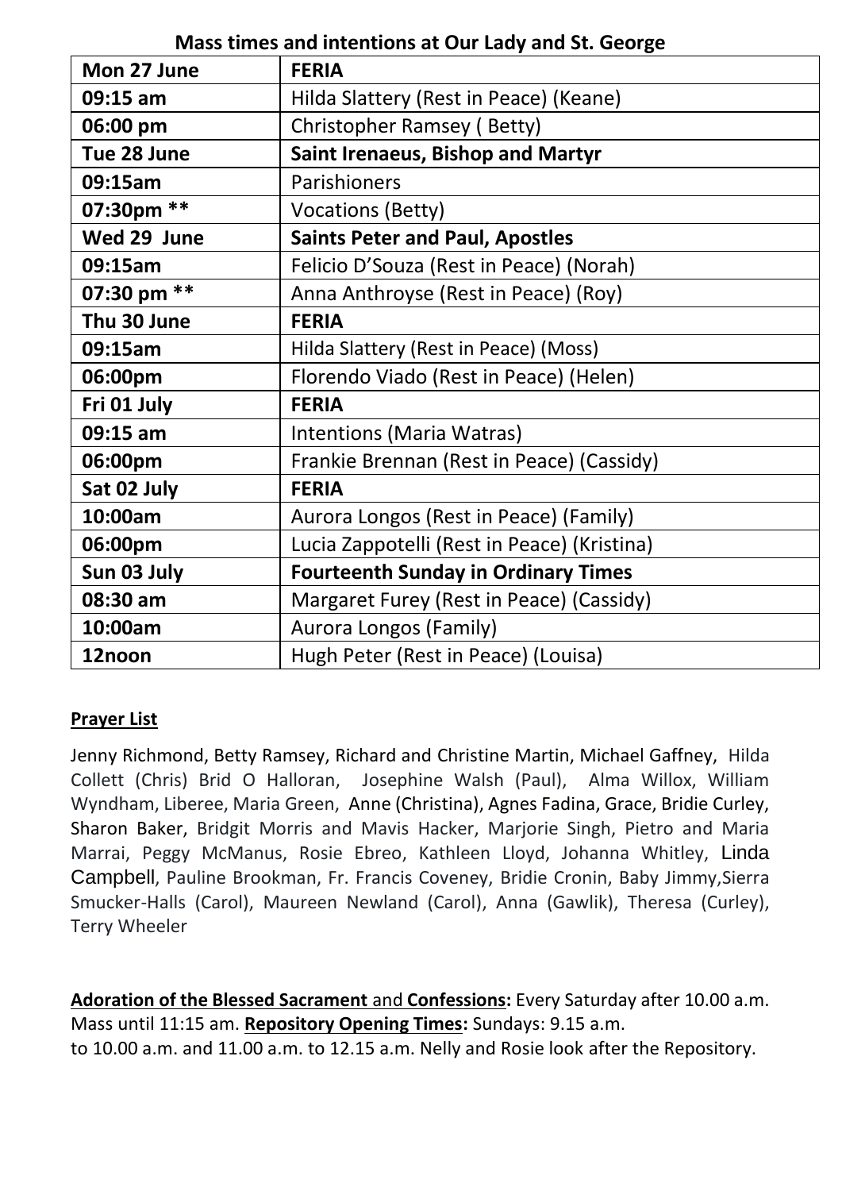## Mass times and intentions at Our Lady and St. George

| | |
|---|---|
| **Mon 27 June** | **FERIA** |
| **09:15 am** | Hilda Slattery (Rest in Peace) (Keane) |
| **06:00 pm** | Christopher Ramsey ( Betty) |
| **Tue 28 June** | **Saint Irenaeus, Bishop and Martyr** |
| **09:15am** | Parishioners |
| **07:30pm** ** | Vocations (Betty) |
| **Wed 29 June** | **Saints Peter and Paul, Apostles** |
| **09:15am** | Felicio D'Souza (Rest in Peace) (Norah) |
| **07:30 pm** ** | Anna Anthroyse (Rest in Peace) (Roy) |
| **Thu 30 June** | **FERIA** |
| **09:15am** | Hilda Slattery (Rest in Peace) (Moss) |
| **06:00pm** | Florendo Viado (Rest in Peace) (Helen) |
| **Fri 01 July** | **FERIA** |
| **09:15 am** | Intentions (Maria Watras) |
| **06:00pm** | Frankie Brennan (Rest in Peace) (Cassidy) |
| **Sat 02 July** | **FERIA** |
| **10:00am** | Aurora Longos (Rest in Peace) (Family) |
| **06:00pm** | Lucia Zappotelli (Rest in Peace) (Kristina) |
| **Sun 03 July** | **Fourteenth Sunday in Ordinary Times** |
| **08:30 am** | Margaret Furey (Rest in Peace) (Cassidy) |
| **10:00am** | Aurora Longos (Family) |
| **12noon** | Hugh Peter (Rest in Peace) (Louisa) |

**Prayer List**

Jenny Richmond, Betty Ramsey, Richard and Christine Martin, Michael Gaffney, Hilda Collett (Chris) Brid O Halloran, Josephine Walsh (Paul), Alma Willox, William Wyndham, Liberee, Maria Green, Anne (Christina), Agnes Fadina, Grace, Bridie Curley, Sharon Baker, Bridgit Morris and Mavis Hacker, Marjorie Singh, Pietro and Maria Marrai, Peggy McManus, Rosie Ebreo, Kathleen Lloyd, Johanna Whitley, Linda Campbell, Pauline Brookman, Fr. Francis Coveney, Bridie Cronin, Baby Jimmy,Sierra Smucker-Halls (Carol), Maureen Newland (Carol), Anna (Gawlik), Theresa (Curley), Terry Wheeler

**Adoration of the Blessed Sacrament** and **Confessions:** Every Saturday after 10.00 a.m. Mass until 11:15 am. **Repository Opening Times:** Sundays: 9.15 a.m. to 10.00 a.m. and 11.00 a.m. to 12.15 a.m. Nelly and Rosie look after the Repository.